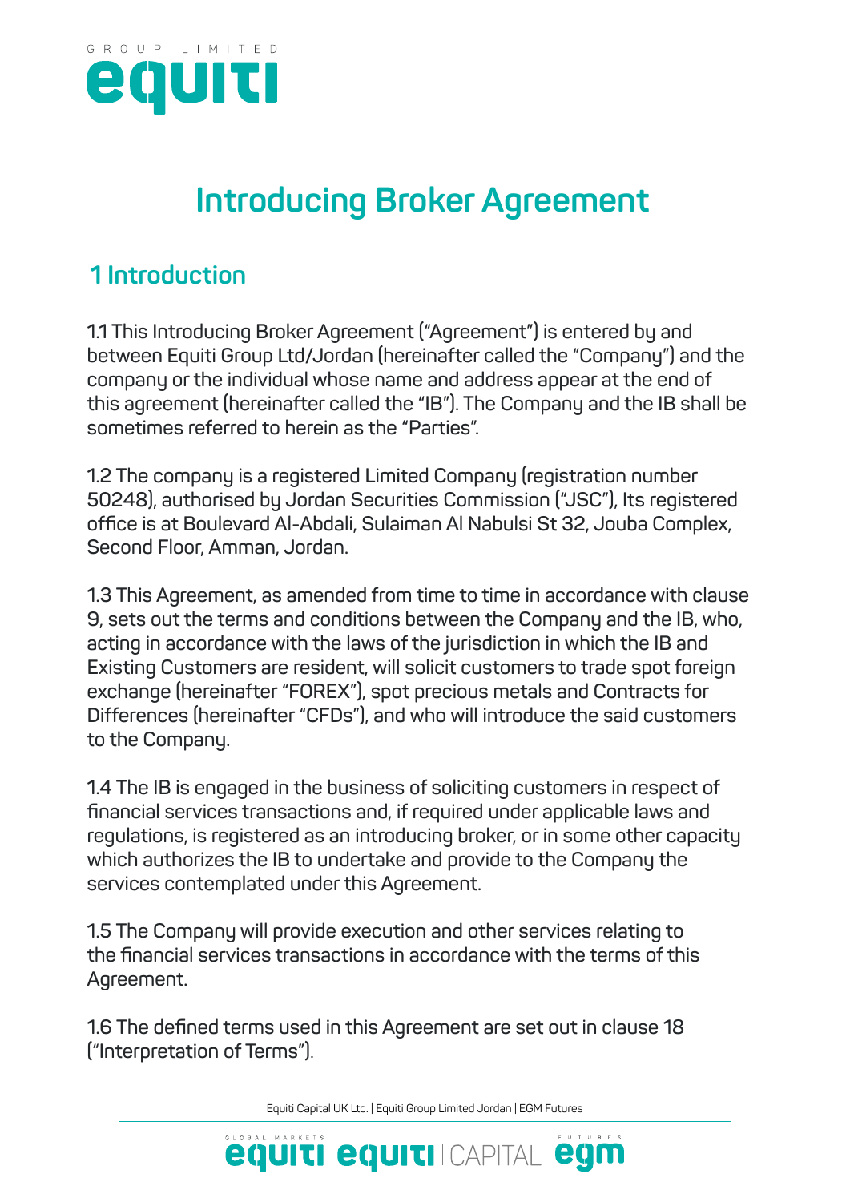# Introducing Broker Agreement

## 1 Introduction

1.1 This Introducing Broker Agreement ("Agreement") is entered by and between Equiti Group Ltd/Jordan (hereinafter called the "Company") and the company or the individual whose name and address appear at the end of this agreement (hereinafter called the "IB"). The Company and the IB shall be sometimes referred to herein as the "Parties".

1.2 The company is a registered Limited Company (registration number 50248), authorised by Jordan Securities Commission ("JSC"), Its registered office is at Boulevard Al-Abdali, Sulaiman Al Nabulsi St 32, Jouba Complex, Second Floor, Amman, Jordan.

1.3 This Agreement, as amended from time to time in accordance with clause 9, sets out the terms and conditions between the Company and the IB, who, acting in accordance with the laws of the jurisdiction in which the IB and Existing Customers are resident, will solicit customers to trade spot foreign exchange (hereinafter "FOREX"), spot precious metals and Contracts for Differences (hereinafter "CFDs"), and who will introduce the said customers to the Company.

1.4 The IB is engaged in the business of soliciting customers in respect of financial services transactions and, if required under applicable laws and regulations, is registered as an introducing broker, or in some other capacity which authorizes the IB to undertake and provide to the Company the services contemplated under this Agreement.

1.5 The Company will provide execution and other services relating to the financial services transactions in accordance with the terms of this Agreement.

1.6 The defined terms used in this Agreement are set out in clause 18 ("Interpretation of Terms").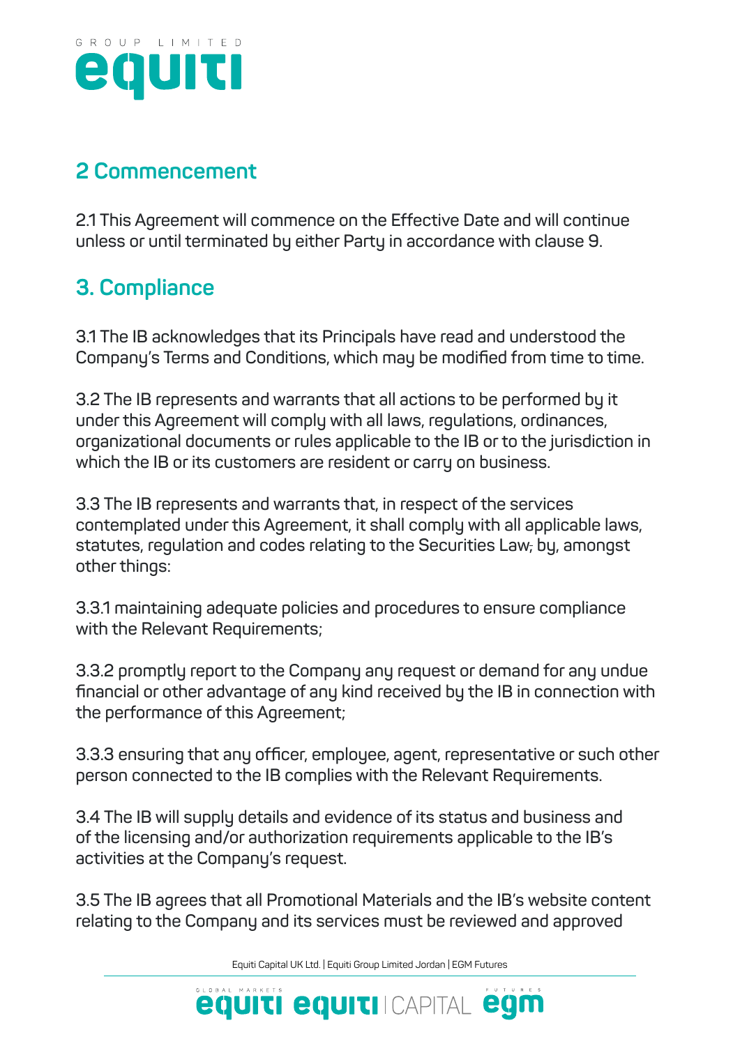## 2 Commencement

2.1 This Agreement will commence on the Effective Date and will continue unless or until terminated by either Party in accordance with clause 9.

## 3. Compliance

3.1 The IB acknowledges that its Principals have read and understood the Company's Terms and Conditions, which may be modified from time to time.

3.2 The IB represents and warrants that all actions to be performed by it under this Agreement will comply with all laws, regulations, ordinances, organizational documents or rules applicable to the IB or to the jurisdiction in which the IB or its customers are resident or carry on business.

3.3 The IB represents and warrants that, in respect of the services contemplated under this Agreement, it shall comply with all applicable laws, statutes, regulation and codes relating to the Securities Law; by, amongst other things:

3.3.1 maintaining adequate policies and procedures to ensure compliance with the Relevant Requirements;

3.3.2 promptly report to the Company any request or demand for any undue financial or other advantage of any kind received by the IB in connection with the performance of this Agreement;

3.3.3 ensuring that any officer, employee, agent, representative or such other person connected to the IB complies with the Relevant Requirements.

3.4 The IB will supply details and evidence of its status and business and of the licensing and/or authorization requirements applicable to the IB's activities at the Company's request.

3.5 The IB agrees that all Promotional Materials and the IB's website content relating to the Company and its services must be reviewed and approved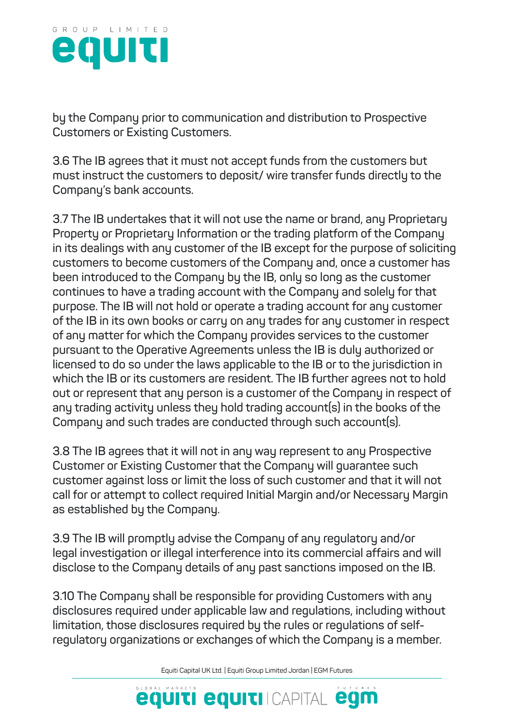by the Company prior to communication and distribution to Prospective Customers or Existing Customers.

3.6 The IB agrees that it must not accept funds from the customers but must instruct the customers to deposit/ wire transfer funds directly to the Company's bank accounts.

3.7 The IB undertakes that it will not use the name or brand, any Proprietary Property or Proprietary Information or the trading platform of the Company in its dealings with any customer of the IB except for the purpose of soliciting customers to become customers of the Company and, once a customer has been introduced to the Company by the IB, only so long as the customer continues to have a trading account with the Company and solely for that purpose. The IB will not hold or operate a trading account for any customer of the IB in its own books or carry on any trades for any customer in respect of any matter for which the Company provides services to the customer pursuant to the Operative Agreements unless the IB is duly authorized or licensed to do so under the laws applicable to the IB or to the jurisdiction in which the IB or its customers are resident. The IB further agrees not to hold out or represent that any person is a customer of the Company in respect of any trading activity unless they hold trading account(s) in the books of the Company and such trades are conducted through such account(s).

3.8 The IB agrees that it will not in any way represent to any Prospective Customer or Existing Customer that the Company will guarantee such customer against loss or limit the loss of such customer and that it will not call for or attempt to collect required Initial Margin and/or Necessary Margin as established by the Company.

3.9 The IB will promptly advise the Company of any regulatory and/or legal investigation or illegal interference into its commercial affairs and will disclose to the Company details of any past sanctions imposed on the IB.

3.10 The Company shall be responsible for providing Customers with any disclosures required under applicable law and regulations, including without limitation, those disclosures required by the rules or regulations of self-regulatory organizations or exchanges of which the Company is a member.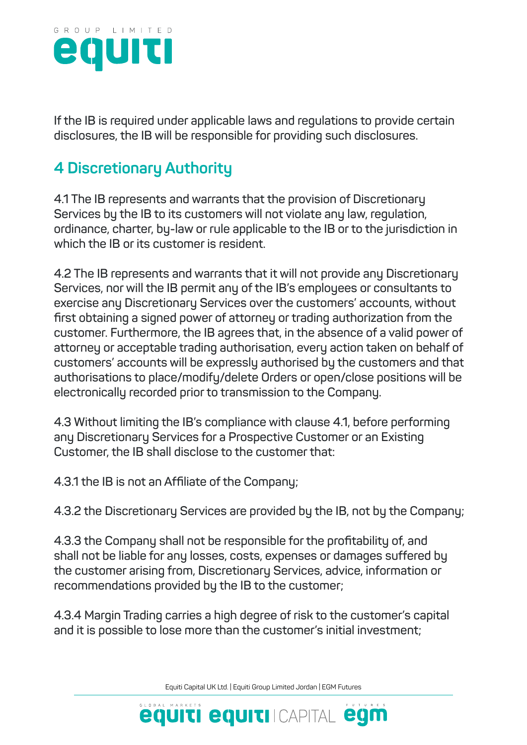If the IB is required under applicable laws and regulations to provide certain disclosures, the IB will be responsible for providing such disclosures.

## 4 Discretionary Authority

4.1 The IB represents and warrants that the provision of Discretionary Services by the IB to its customers will not violate any law, regulation, ordinance, charter, by-law or rule applicable to the IB or to the jurisdiction in which the IB or its customer is resident.

4.2 The IB represents and warrants that it will not provide any Discretionary Services, nor will the IB permit any of the IB's employees or consultants to exercise any Discretionary Services over the customers' accounts, without first obtaining a signed power of attorney or trading authorization from the customer. Furthermore, the IB agrees that, in the absence of a valid power of attorney or acceptable trading authorisation, every action taken on behalf of customers' accounts will be expressly authorised by the customers and that authorisations to place/modify/delete Orders or open/close positions will be electronically recorded prior to transmission to the Company.

4.3 Without limiting the IB's compliance with clause 4.1, before performing any Discretionary Services for a Prospective Customer or an Existing Customer, the IB shall disclose to the customer that:

4.3.1 the IB is not an Affiliate of the Company;

4.3.2 the Discretionary Services are provided by the IB, not by the Company;

4.3.3 the Company shall not be responsible for the profitability of, and shall not be liable for any losses, costs, expenses or damages suffered by the customer arising from, Discretionary Services, advice, information or recommendations provided by the IB to the customer;

4.3.4 Margin Trading carries a high degree of risk to the customer's capital and it is possible to lose more than the customer's initial investment;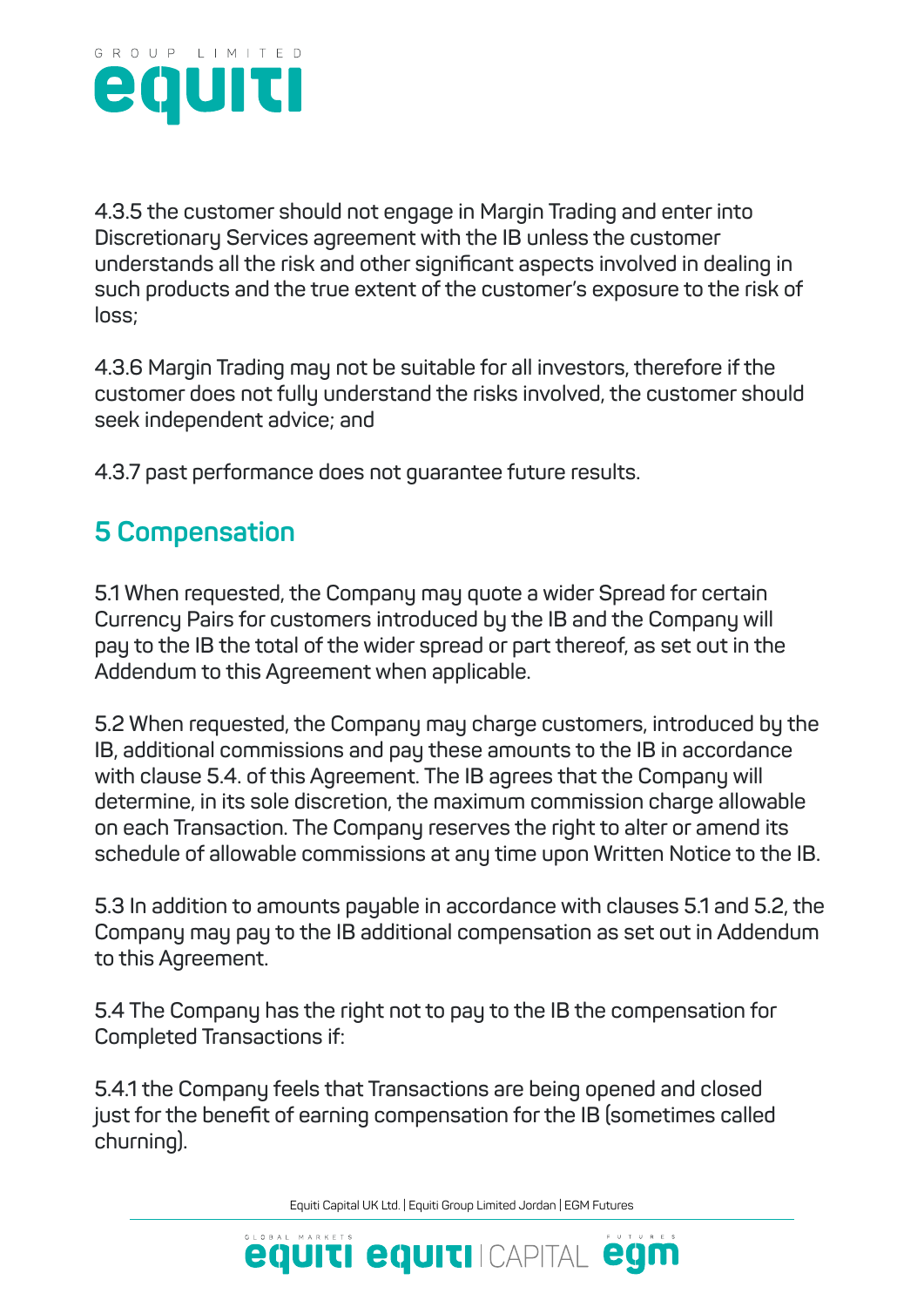4.3.5 the customer should not engage in Margin Trading and enter into Discretionary Services agreement with the IB unless the customer understands all the risk and other significant aspects involved in dealing in such products and the true extent of the customer's exposure to the risk of loss;

4.3.6 Margin Trading may not be suitable for all investors, therefore if the customer does not fully understand the risks involved, the customer should seek independent advice; and

4.3.7 past performance does not guarantee future results.

## 5 Compensation

5.1 When requested, the Company may quote a wider Spread for certain Currency Pairs for customers introduced by the IB and the Company will pay to the IB the total of the wider spread or part thereof, as set out in the Addendum to this Agreement when applicable.

5.2 When requested, the Company may charge customers, introduced by the IB, additional commissions and pay these amounts to the IB in accordance with clause 5.4. of this Agreement. The IB agrees that the Company will determine, in its sole discretion, the maximum commission charge allowable on each Transaction. The Company reserves the right to alter or amend its schedule of allowable commissions at any time upon Written Notice to the IB.

5.3 In addition to amounts payable in accordance with clauses 5.1 and 5.2, the Company may pay to the IB additional compensation as set out in Addendum to this Agreement.

5.4 The Company has the right not to pay to the IB the compensation for Completed Transactions if:

5.4.1 the Company feels that Transactions are being opened and closed just for the benefit of earning compensation for the IB (sometimes called churning).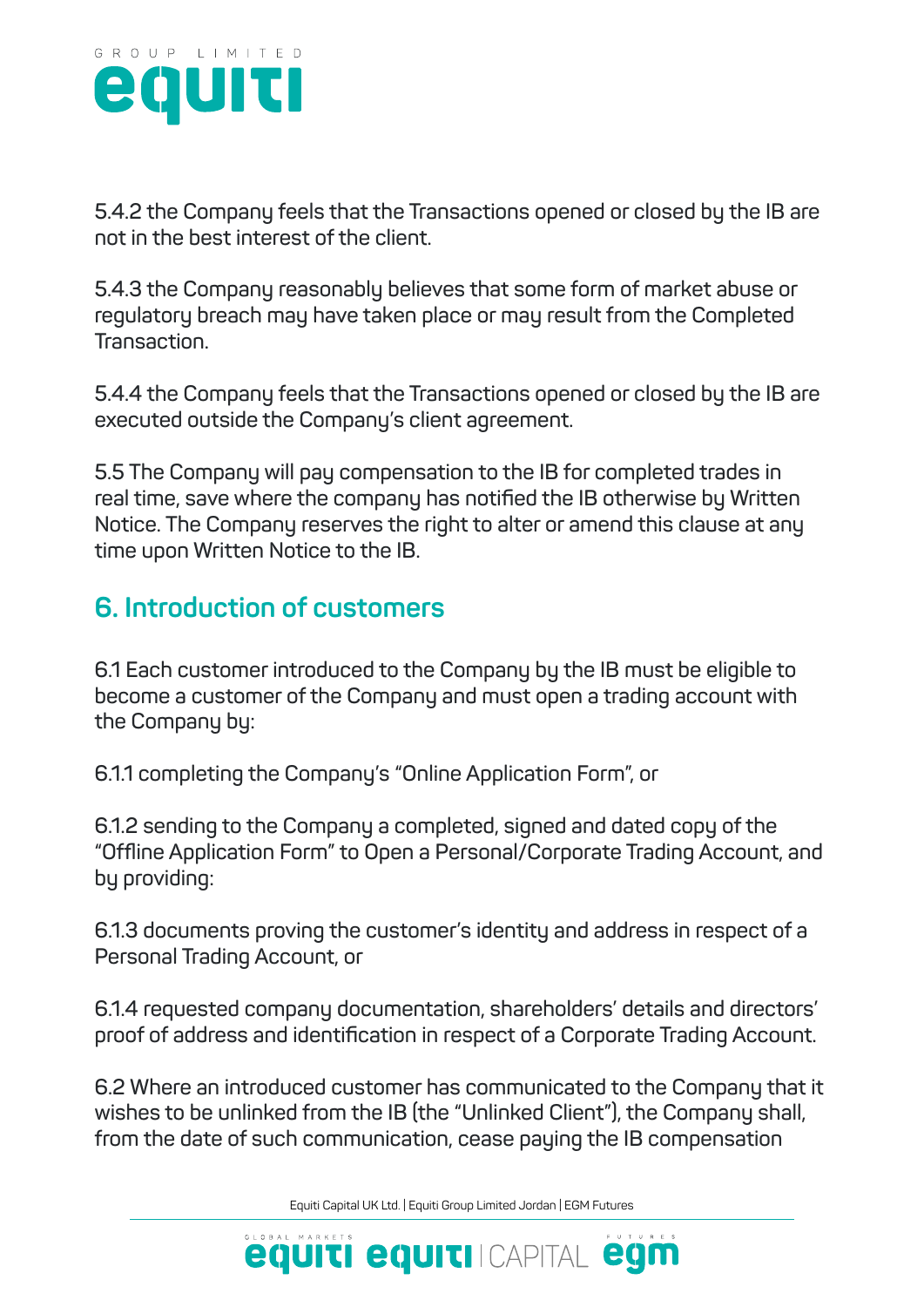5.4.2 the Company feels that the Transactions opened or closed by the IB are not in the best interest of the client.

5.4.3 the Company reasonably believes that some form of market abuse or regulatory breach may have taken place or may result from the Completed Transaction.

5.4.4 the Company feels that the Transactions opened or closed by the IB are executed outside the Company's client agreement.

5.5 The Company will pay compensation to the IB for completed trades in real time, save where the company has notified the IB otherwise by Written Notice. The Company reserves the right to alter or amend this clause at any time upon Written Notice to the IB.

## 6. Introduction of customers

6.1 Each customer introduced to the Company by the IB must be eligible to become a customer of the Company and must open a trading account with the Company by:

6.1.1 completing the Company's "Online Application Form", or

6.1.2 sending to the Company a completed, signed and dated copy of the "Offline Application Form" to Open a Personal/Corporate Trading Account, and by providing:

6.1.3 documents proving the customer's identity and address in respect of a Personal Trading Account, or

6.1.4 requested company documentation, shareholders' details and directors' proof of address and identification in respect of a Corporate Trading Account.

6.2 Where an introduced customer has communicated to the Company that it wishes to be unlinked from the IB (the "Unlinked Client"), the Company shall, from the date of such communication, cease paying the IB compensation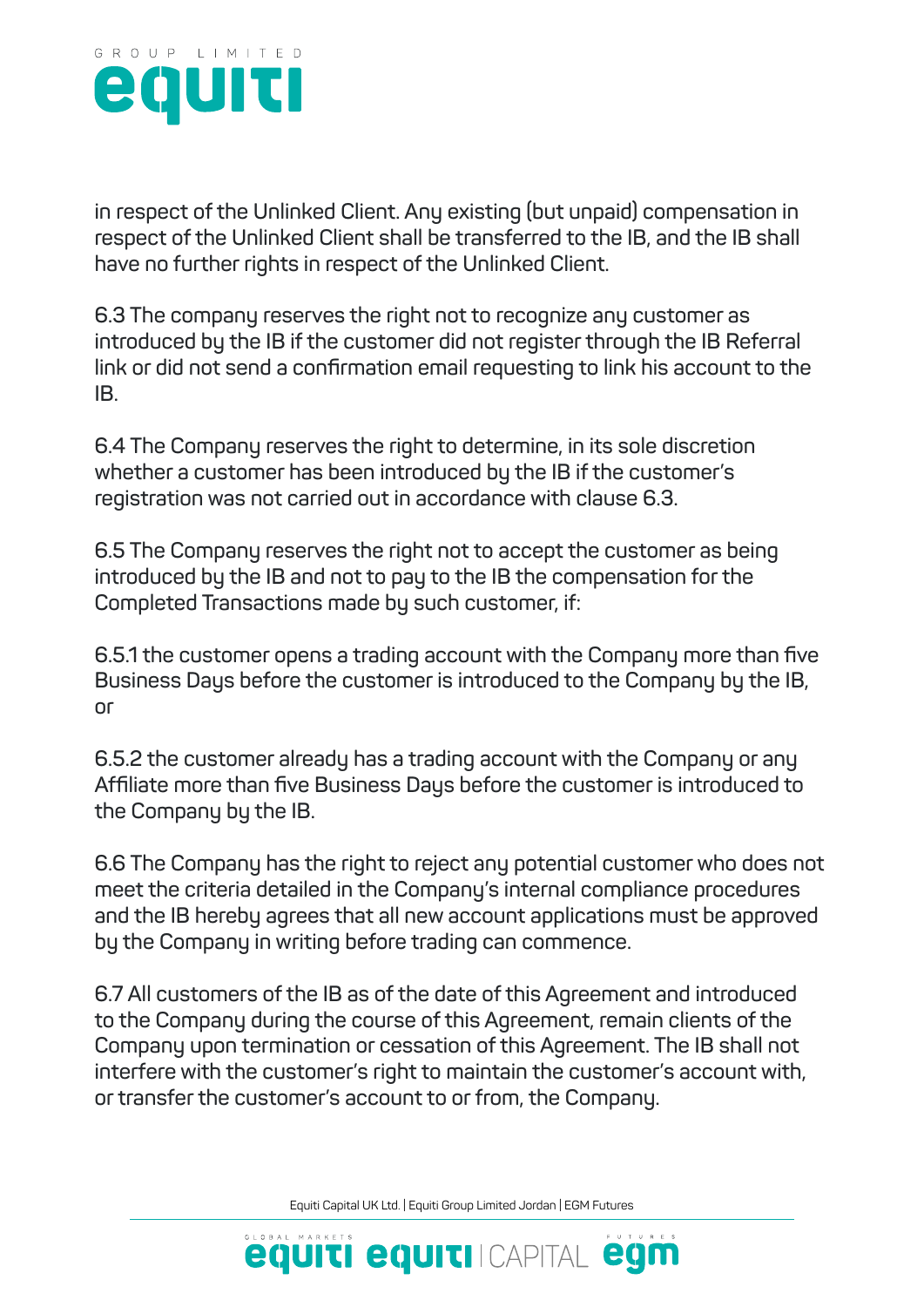in respect of the Unlinked Client. Any existing (but unpaid) compensation in respect of the Unlinked Client shall be transferred to the IB, and the IB shall have no further rights in respect of the Unlinked Client.

6.3 The company reserves the right not to recognize any customer as introduced by the IB if the customer did not register through the IB Referral link or did not send a confirmation email requesting to link his account to the IB.

6.4 The Company reserves the right to determine, in its sole discretion whether a customer has been introduced by the IB if the customer's registration was not carried out in accordance with clause 6.3.

6.5 The Company reserves the right not to accept the customer as being introduced by the IB and not to pay to the IB the compensation for the Completed Transactions made by such customer, if:

6.5.1 the customer opens a trading account with the Company more than five Business Days before the customer is introduced to the Company by the IB, or

6.5.2 the customer already has a trading account with the Company or any Affiliate more than five Business Days before the customer is introduced to the Company by the IB.

6.6 The Company has the right to reject any potential customer who does not meet the criteria detailed in the Company's internal compliance procedures and the IB hereby agrees that all new account applications must be approved by the Company in writing before trading can commence.

6.7 All customers of the IB as of the date of this Agreement and introduced to the Company during the course of this Agreement, remain clients of the Company upon termination or cessation of this Agreement. The IB shall not interfere with the customer's right to maintain the customer's account with, or transfer the customer's account to or from, the Company.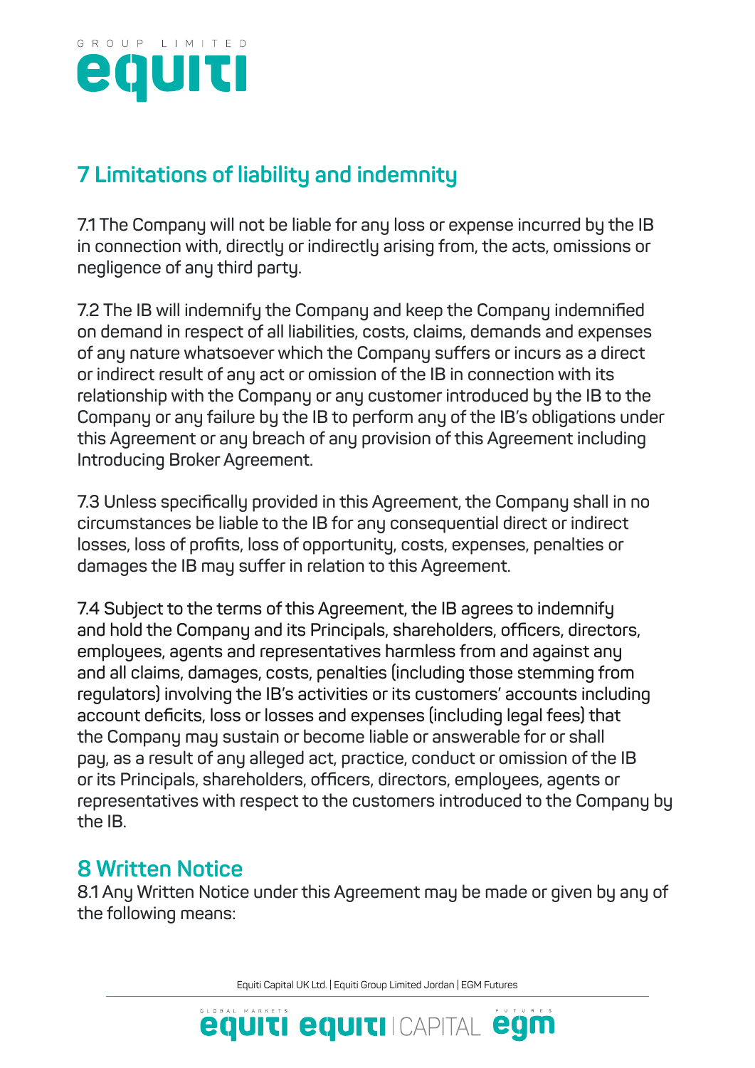## 7 Limitations of liability and indemnity

7.1 The Company will not be liable for any loss or expense incurred by the IB in connection with, directly or indirectly arising from, the acts, omissions or negligence of any third party.

7.2 The IB will indemnify the Company and keep the Company indemnified on demand in respect of all liabilities, costs, claims, demands and expenses of any nature whatsoever which the Company suffers or incurs as a direct or indirect result of any act or omission of the IB in connection with its relationship with the Company or any customer introduced by the IB to the Company or any failure by the IB to perform any of the IB's obligations under this Agreement or any breach of any provision of this Agreement including Introducing Broker Agreement.

7.3 Unless specifically provided in this Agreement, the Company shall in no circumstances be liable to the IB for any consequential direct or indirect losses, loss of profits, loss of opportunity, costs, expenses, penalties or damages the IB may suffer in relation to this Agreement.

7.4 Subject to the terms of this Agreement, the IB agrees to indemnify and hold the Company and its Principals, shareholders, officers, directors, employees, agents and representatives harmless from and against any and all claims, damages, costs, penalties (including those stemming from regulators) involving the IB's activities or its customers' accounts including account deficits, loss or losses and expenses (including legal fees) that the Company may sustain or become liable or answerable for or shall pay, as a result of any alleged act, practice, conduct or omission of the IB or its Principals, shareholders, officers, directors, employees, agents or representatives with respect to the customers introduced to the Company by the IB.

## 8 Written Notice

8.1 Any Written Notice under this Agreement may be made or given by any of the following means: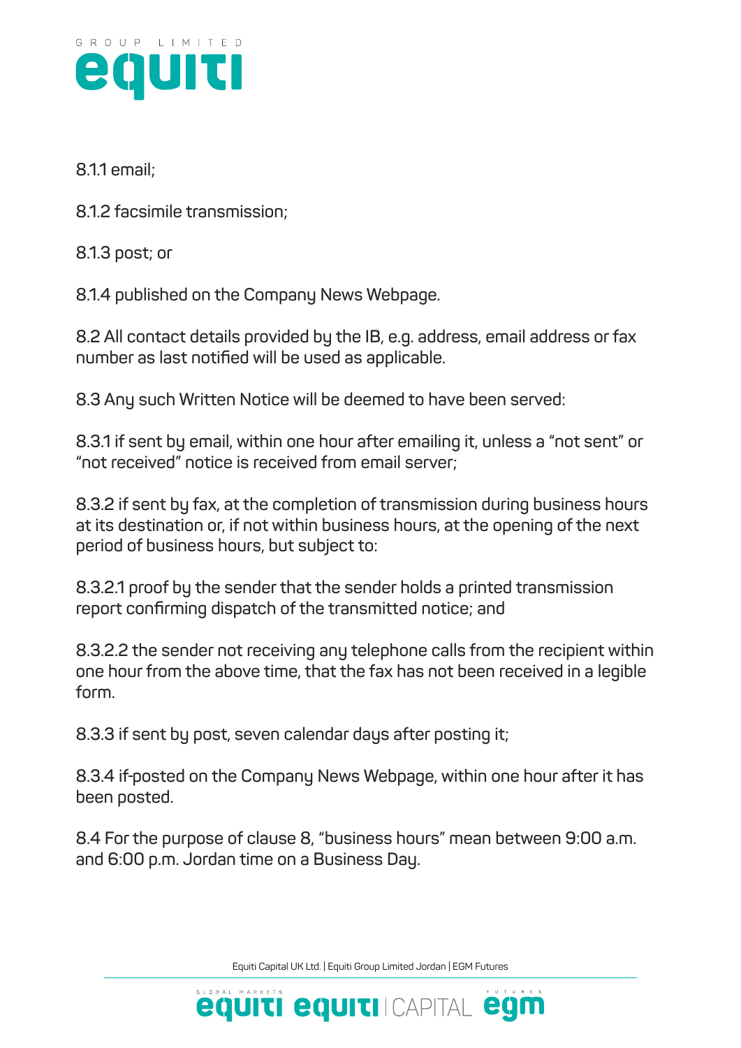8.1.1 email;

8.1.2 facsimile transmission;

8.1.3 post; or

8.1.4 published on the Company News Webpage.

8.2 All contact details provided by the IB, e.g. address, email address or fax number as last notified will be used as applicable.

8.3 Any such Written Notice will be deemed to have been served:

8.3.1 if sent by email, within one hour after emailing it, unless a "not sent" or "not received" notice is received from email server;

8.3.2 if sent by fax, at the completion of transmission during business hours at its destination or, if not within business hours, at the opening of the next period of business hours, but subject to:

8.3.2.1 proof by the sender that the sender holds a printed transmission report confirming dispatch of the transmitted notice; and

8.3.2.2 the sender not receiving any telephone calls from the recipient within one hour from the above time, that the fax has not been received in a legible form.

8.3.3 if sent by post, seven calendar days after posting it;

8.3.4 if-posted on the Company News Webpage, within one hour after it has been posted.

8.4 For the purpose of clause 8, "business hours" mean between 9:00 a.m. and 6:00 p.m. Jordan time on a Business Day.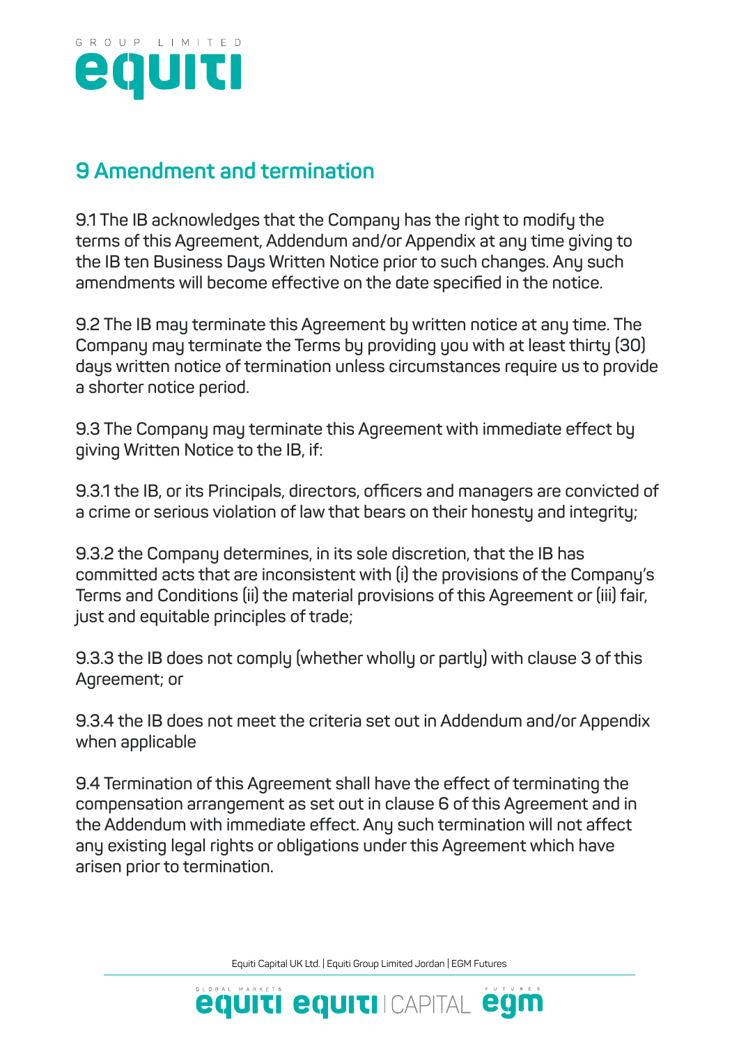## 9 Amendment and termination

9.1 The IB acknowledges that the Company has the right to modify the terms of this Agreement, Addendum and/or Appendix at any time giving to the IB ten Business Days Written Notice prior to such changes. Any such amendments will become effective on the date specified in the notice.

9.2 The IB may terminate this Agreement by written notice at any time. The Company may terminate the Terms by providing you with at least thirty (30) days written notice of termination unless circumstances require us to provide a shorter notice period.

9.3 The Company may terminate this Agreement with immediate effect by giving Written Notice to the IB, if:

9.3.1 the IB, or its Principals, directors, officers and managers are convicted of a crime or serious violation of law that bears on their honesty and integrity;

9.3.2 the Company determines, in its sole discretion, that the IB has committed acts that are inconsistent with (i) the provisions of the Company's Terms and Conditions (ii) the material provisions of this Agreement or (iii) fair, just and equitable principles of trade;

9.3.3 the IB does not comply (whether wholly or partly) with clause 3 of this Agreement; or

9.3.4 the IB does not meet the criteria set out in Addendum and/or Appendix when applicable

9.4 Termination of this Agreement shall have the effect of terminating the compensation arrangement as set out in clause 6 of this Agreement and in the Addendum with immediate effect. Any such termination will not affect any existing legal rights or obligations under this Agreement which have arisen prior to termination.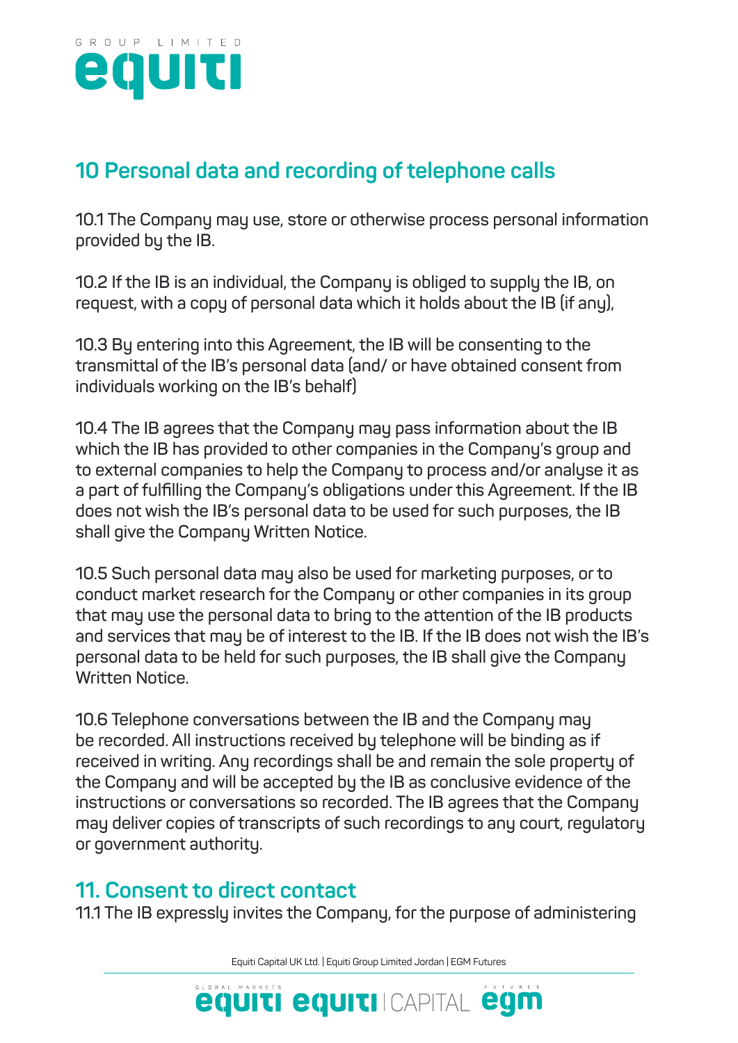## 10 Personal data and recording of telephone calls

10.1 The Company may use, store or otherwise process personal information provided by the IB.

10.2 If the IB is an individual, the Company is obliged to supply the IB, on request, with a copy of personal data which it holds about the IB (if any),

10.3 By entering into this Agreement, the IB will be consenting to the transmittal of the IB's personal data (and/ or have obtained consent from individuals working on the IB's behalf)

10.4 The IB agrees that the Company may pass information about the IB which the IB has provided to other companies in the Company's group and to external companies to help the Company to process and/or analyse it as a part of fulfilling the Company's obligations under this Agreement. If the IB does not wish the IB's personal data to be used for such purposes, the IB shall give the Company Written Notice.

10.5 Such personal data may also be used for marketing purposes, or to conduct market research for the Company or other companies in its group that may use the personal data to bring to the attention of the IB products and services that may be of interest to the IB. If the IB does not wish the IB's personal data to be held for such purposes, the IB shall give the Company Written Notice.

10.6 Telephone conversations between the IB and the Company may be recorded. All instructions received by telephone will be binding as if received in writing. Any recordings shall be and remain the sole property of the Company and will be accepted by the IB as conclusive evidence of the instructions or conversations so recorded. The IB agrees that the Company may deliver copies of transcripts of such recordings to any court, regulatory or government authority.

## 11. Consent to direct contact

11.1 The IB expressly invites the Company, for the purpose of administering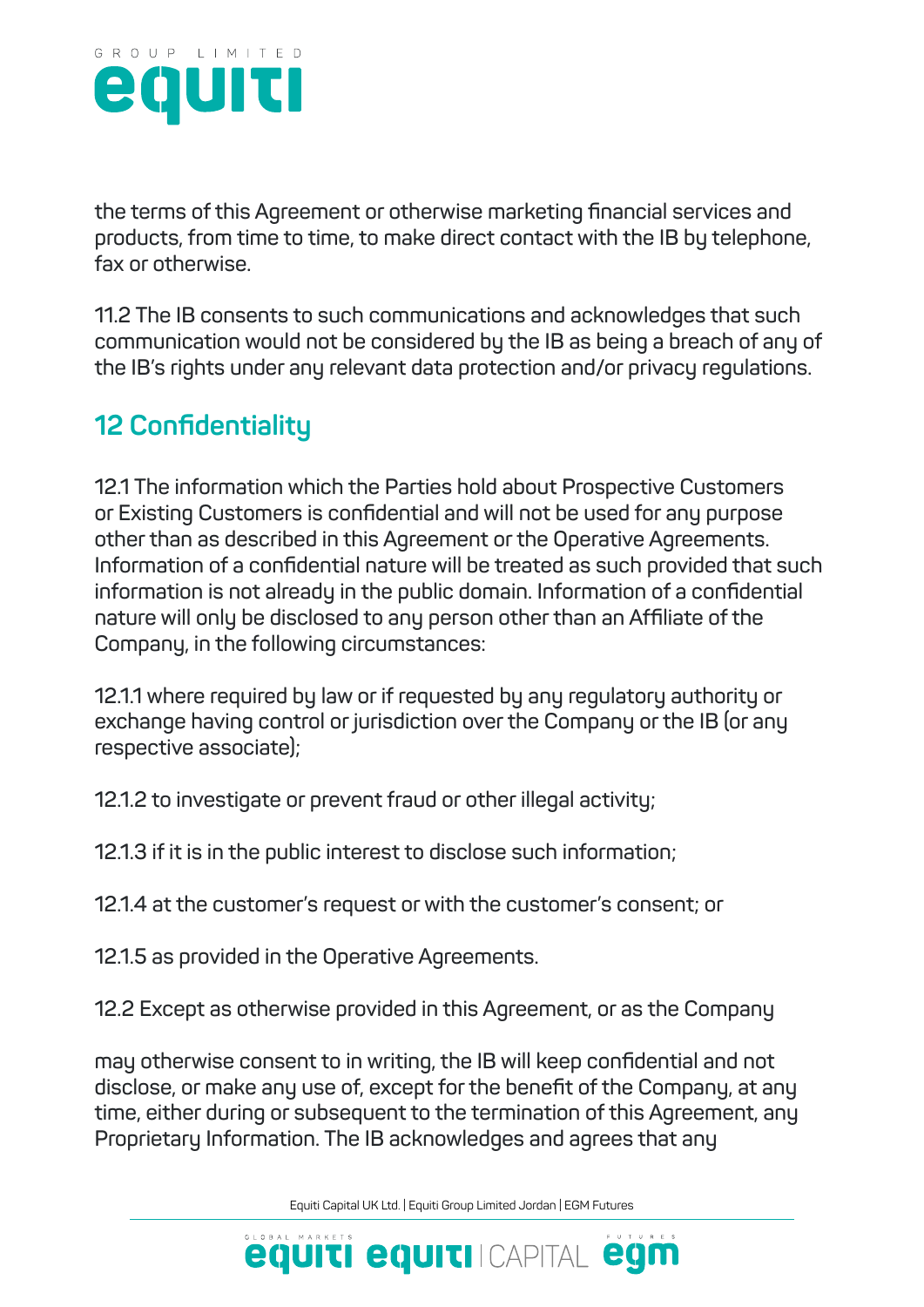the terms of this Agreement or otherwise marketing financial services and products, from time to time, to make direct contact with the IB by telephone, fax or otherwise.

11.2 The IB consents to such communications and acknowledges that such communication would not be considered by the IB as being a breach of any of the IB's rights under any relevant data protection and/or privacy regulations.

## 12 Confidentiality

12.1 The information which the Parties hold about Prospective Customers or Existing Customers is confidential and will not be used for any purpose other than as described in this Agreement or the Operative Agreements. Information of a confidential nature will be treated as such provided that such information is not already in the public domain. Information of a confidential nature will only be disclosed to any person other than an Affiliate of the Company, in the following circumstances:

12.1.1 where required by law or if requested by any regulatory authority or exchange having control or jurisdiction over the Company or the IB (or any respective associate);

12.1.2 to investigate or prevent fraud or other illegal activity;

12.1.3 if it is in the public interest to disclose such information;

12.1.4 at the customer's request or with the customer's consent; or

12.1.5 as provided in the Operative Agreements.

12.2 Except as otherwise provided in this Agreement, or as the Company

may otherwise consent to in writing, the IB will keep confidential and not disclose, or make any use of, except for the benefit of the Company, at any time, either during or subsequent to the termination of this Agreement, any Proprietary Information. The IB acknowledges and agrees that any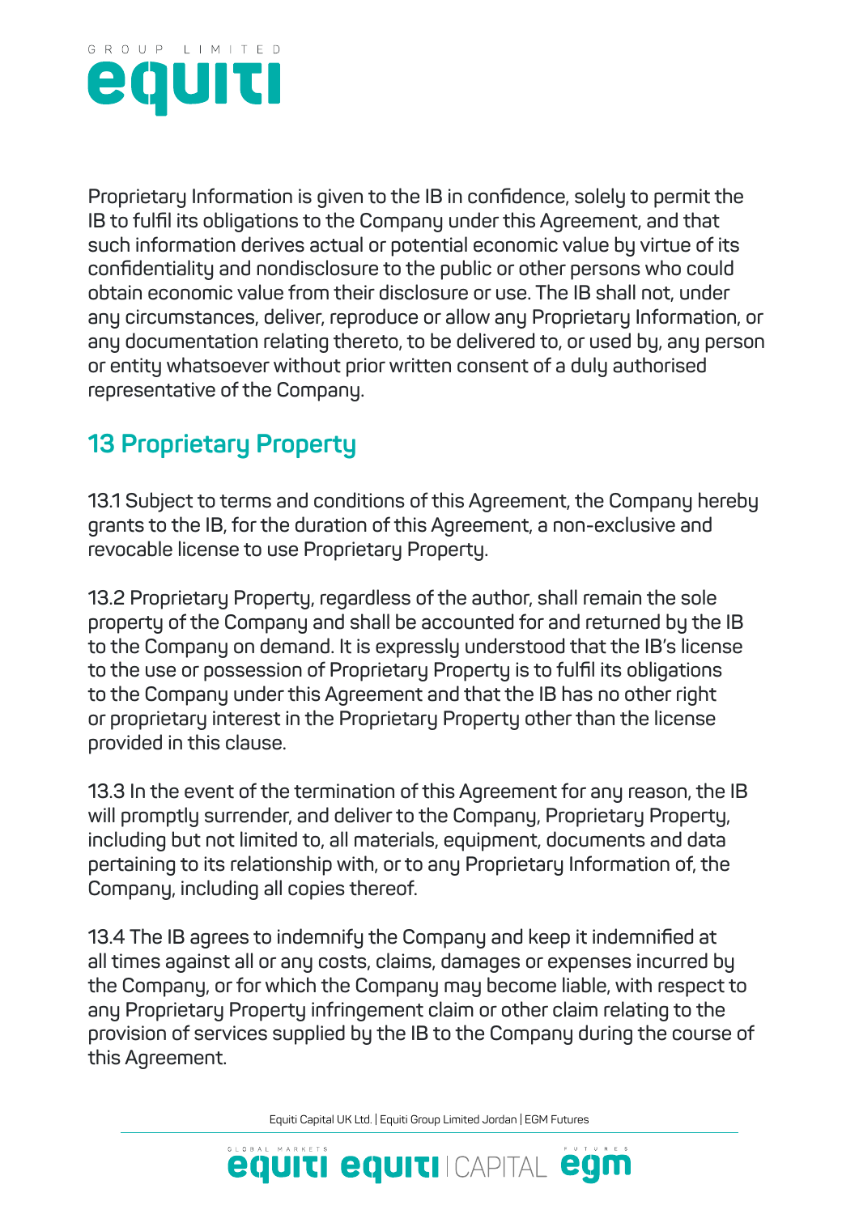Proprietary Information is given to the IB in confidence, solely to permit the IB to fulfil its obligations to the Company under this Agreement, and that such information derives actual or potential economic value by virtue of its confidentiality and nondisclosure to the public or other persons who could obtain economic value from their disclosure or use. The IB shall not, under any circumstances, deliver, reproduce or allow any Proprietary Information, or any documentation relating thereto, to be delivered to, or used by, any person or entity whatsoever without prior written consent of a duly authorised representative of the Company.

## 13 Proprietary Property

13.1 Subject to terms and conditions of this Agreement, the Company hereby grants to the IB, for the duration of this Agreement, a non-exclusive and revocable license to use Proprietary Property.

13.2 Proprietary Property, regardless of the author, shall remain the sole property of the Company and shall be accounted for and returned by the IB to the Company on demand. It is expressly understood that the IB's license to the use or possession of Proprietary Property is to fulfil its obligations to the Company under this Agreement and that the IB has no other right or proprietary interest in the Proprietary Property other than the license provided in this clause.

13.3 In the event of the termination of this Agreement for any reason, the IB will promptly surrender, and deliver to the Company, Proprietary Property, including but not limited to, all materials, equipment, documents and data pertaining to its relationship with, or to any Proprietary Information of, the Company, including all copies thereof.

13.4 The IB agrees to indemnify the Company and keep it indemnified at all times against all or any costs, claims, damages or expenses incurred by the Company, or for which the Company may become liable, with respect to any Proprietary Property infringement claim or other claim relating to the provision of services supplied by the IB to the Company during the course of this Agreement.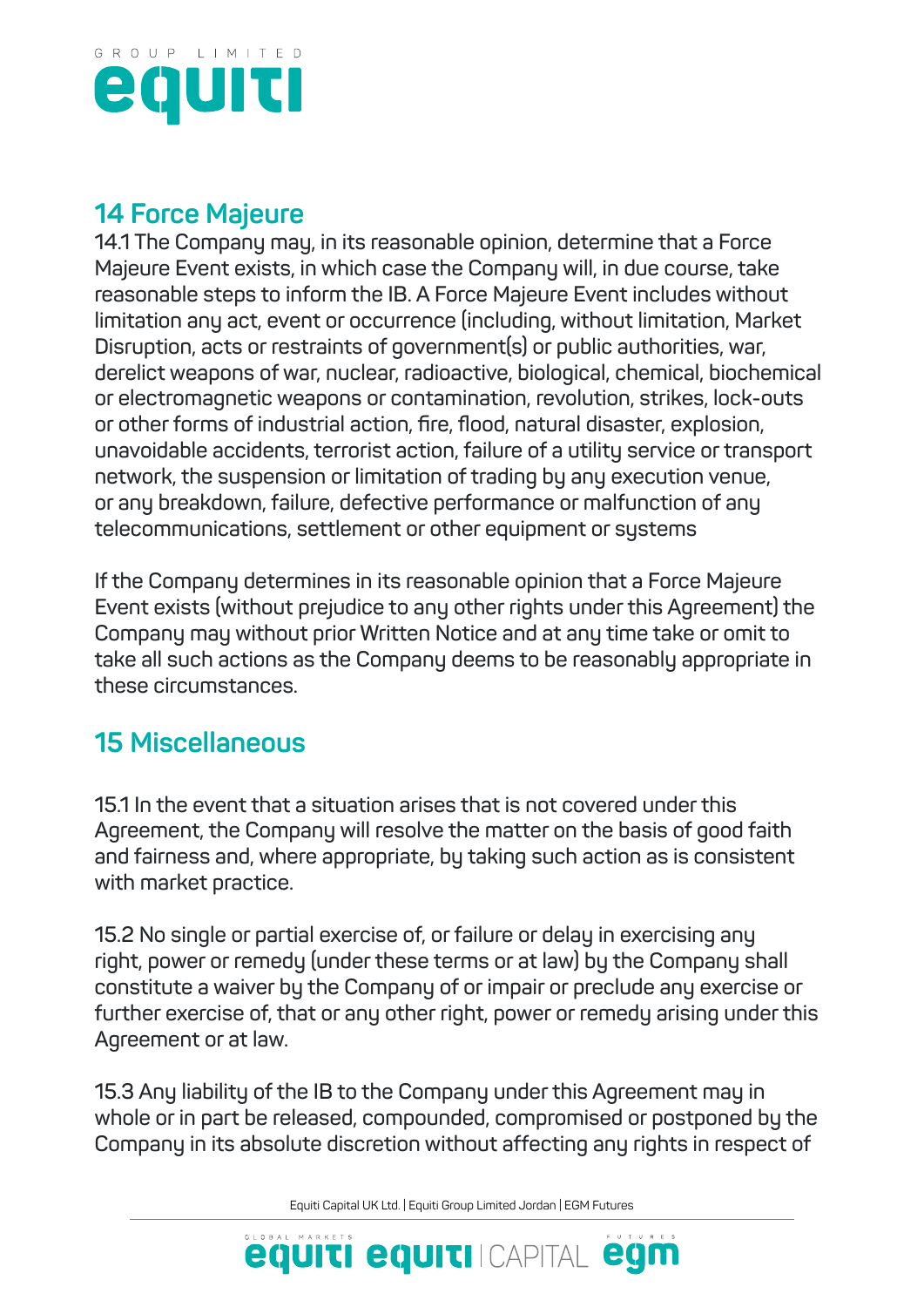## 14 Force Majeure

14.1 The Company may, in its reasonable opinion, determine that a Force Majeure Event exists, in which case the Company will, in due course, take reasonable steps to inform the IB. A Force Majeure Event includes without limitation any act, event or occurrence (including, without limitation, Market Disruption, acts or restraints of government(s) or public authorities, war, derelict weapons of war, nuclear, radioactive, biological, chemical, biochemical or electromagnetic weapons or contamination, revolution, strikes, lock-outs or other forms of industrial action, fire, flood, natural disaster, explosion, unavoidable accidents, terrorist action, failure of a utility service or transport network, the suspension or limitation of trading by any execution venue, or any breakdown, failure, defective performance or malfunction of any telecommunications, settlement or other equipment or systems

If the Company determines in its reasonable opinion that a Force Majeure Event exists (without prejudice to any other rights under this Agreement) the Company may without prior Written Notice and at any time take or omit to take all such actions as the Company deems to be reasonably appropriate in these circumstances.

## 15 Miscellaneous

15.1 In the event that a situation arises that is not covered under this Agreement, the Company will resolve the matter on the basis of good faith and fairness and, where appropriate, by taking such action as is consistent with market practice.

15.2 No single or partial exercise of, or failure or delay in exercising any right, power or remedy (under these terms or at law) by the Company shall constitute a waiver by the Company of or impair or preclude any exercise or further exercise of, that or any other right, power or remedy arising under this Agreement or at law.

15.3 Any liability of the IB to the Company under this Agreement may in whole or in part be released, compounded, compromised or postponed by the Company in its absolute discretion without affecting any rights in respect of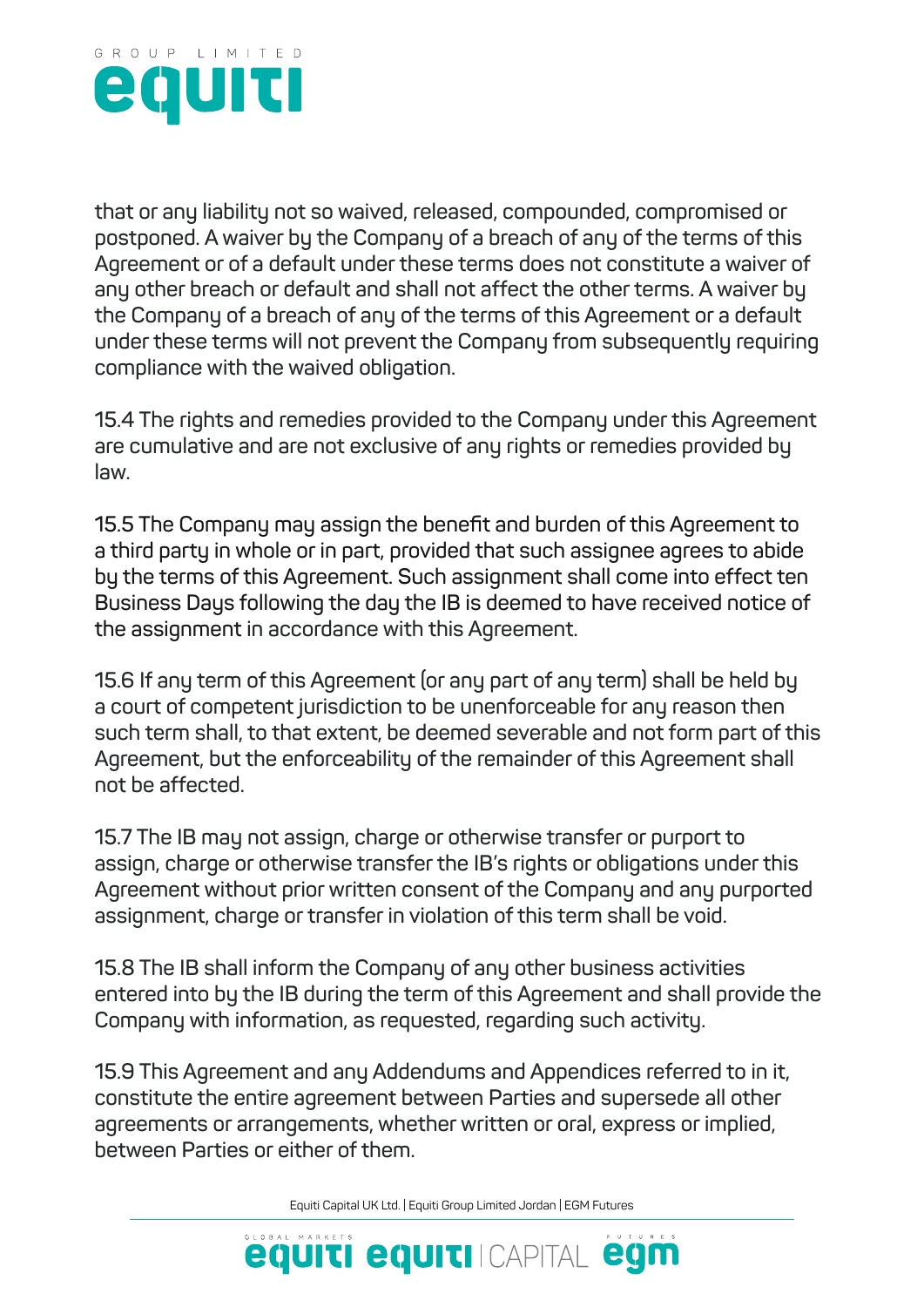that or any liability not so waived, released, compounded, compromised or postponed. A waiver by the Company of a breach of any of the terms of this Agreement or of a default under these terms does not constitute a waiver of any other breach or default and shall not affect the other terms. A waiver by the Company of a breach of any of the terms of this Agreement or a default under these terms will not prevent the Company from subsequently requiring compliance with the waived obligation.

15.4 The rights and remedies provided to the Company under this Agreement are cumulative and are not exclusive of any rights or remedies provided by law.

15.5 The Company may assign the benefit and burden of this Agreement to a third party in whole or in part, provided that such assignee agrees to abide by the terms of this Agreement. Such assignment shall come into effect ten Business Days following the day the IB is deemed to have received notice of the assignment in accordance with this Agreement.

15.6 If any term of this Agreement (or any part of any term) shall be held by a court of competent jurisdiction to be unenforceable for any reason then such term shall, to that extent, be deemed severable and not form part of this Agreement, but the enforceability of the remainder of this Agreement shall not be affected.

15.7 The IB may not assign, charge or otherwise transfer or purport to assign, charge or otherwise transfer the IB's rights or obligations under this Agreement without prior written consent of the Company and any purported assignment, charge or transfer in violation of this term shall be void.

15.8 The IB shall inform the Company of any other business activities entered into by the IB during the term of this Agreement and shall provide the Company with information, as requested, regarding such activity.

15.9 This Agreement and any Addendums and Appendices referred to in it, constitute the entire agreement between Parties and supersede all other agreements or arrangements, whether written or oral, express or implied, between Parties or either of them.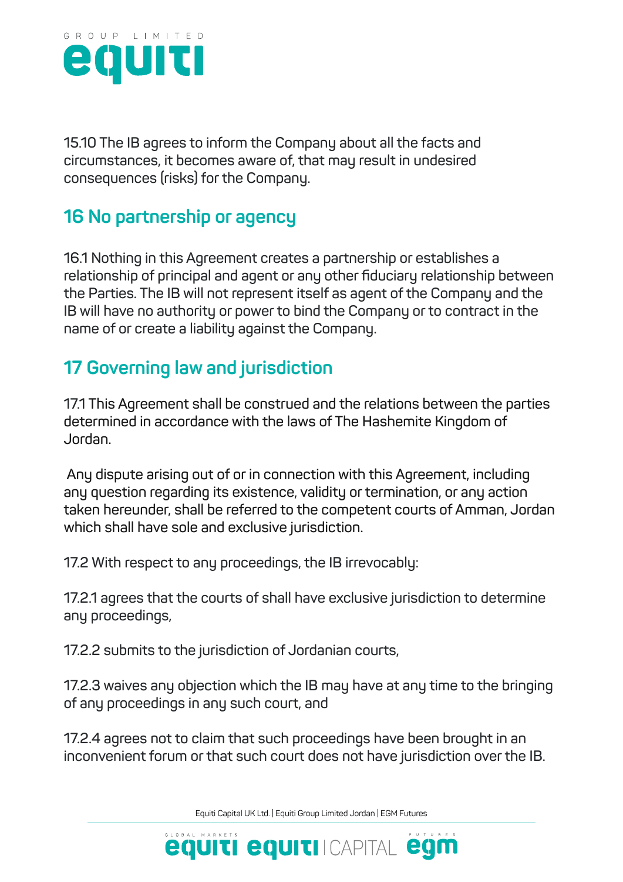15.10 The IB agrees to inform the Company about all the facts and circumstances, it becomes aware of, that may result in undesired consequences (risks) for the Company.

## 16 No partnership or agency

16.1 Nothing in this Agreement creates a partnership or establishes a relationship of principal and agent or any other fiduciary relationship between the Parties. The IB will not represent itself as agent of the Company and the IB will have no authority or power to bind the Company or to contract in the name of or create a liability against the Company.

## 17 Governing law and jurisdiction

17.1 This Agreement shall be construed and the relations between the parties determined in accordance with the laws of The Hashemite Kingdom of Jordan.

Any dispute arising out of or in connection with this Agreement, including any question regarding its existence, validity or termination, or any action taken hereunder, shall be referred to the competent courts of Amman, Jordan which shall have sole and exclusive jurisdiction.

17.2 With respect to any proceedings, the IB irrevocably:

17.2.1 agrees that the courts of shall have exclusive jurisdiction to determine any proceedings,

17.2.2 submits to the jurisdiction of Jordanian courts,

17.2.3 waives any objection which the IB may have at any time to the bringing of any proceedings in any such court, and

17.2.4 agrees not to claim that such proceedings have been brought in an inconvenient forum or that such court does not have jurisdiction over the IB.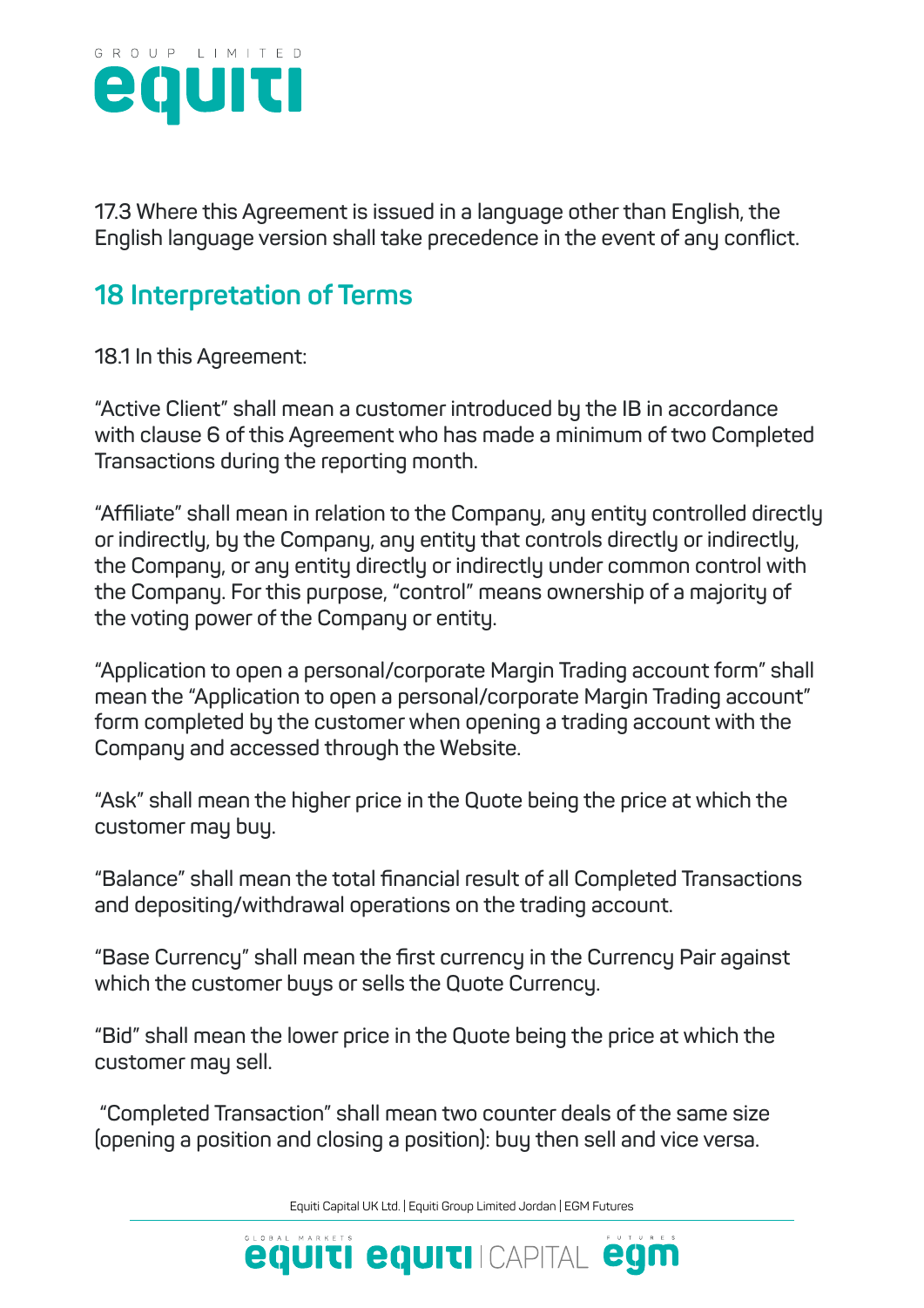17.3 Where this Agreement is issued in a language other than English, the English language version shall take precedence in the event of any conflict.

## 18 Interpretation of Terms

18.1 In this Agreement:

"Active Client" shall mean a customer introduced by the IB in accordance with clause 6 of this Agreement who has made a minimum of two Completed Transactions during the reporting month.

"Affiliate" shall mean in relation to the Company, any entity controlled directly or indirectly, by the Company, any entity that controls directly or indirectly, the Company, or any entity directly or indirectly under common control with the Company. For this purpose, "control" means ownership of a majority of the voting power of the Company or entity.

"Application to open a personal/corporate Margin Trading account form" shall mean the "Application to open a personal/corporate Margin Trading account" form completed by the customer when opening a trading account with the Company and accessed through the Website.

"Ask" shall mean the higher price in the Quote being the price at which the customer may buy.

"Balance" shall mean the total financial result of all Completed Transactions and depositing/withdrawal operations on the trading account.

"Base Currency" shall mean the first currency in the Currency Pair against which the customer buys or sells the Quote Currency.

"Bid" shall mean the lower price in the Quote being the price at which the customer may sell.

"Completed Transaction" shall mean two counter deals of the same size (opening a position and closing a position): buy then sell and vice versa.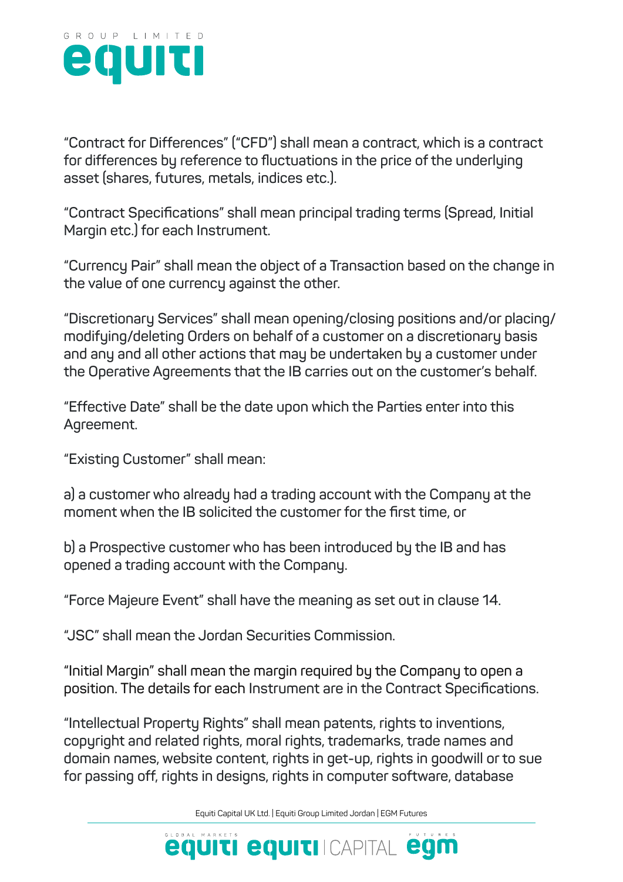"Contract for Differences" ("CFD") shall mean a contract, which is a contract for differences by reference to fluctuations in the price of the underlying asset (shares, futures, metals, indices etc.).

"Contract Specifications" shall mean principal trading terms (Spread, Initial Margin etc.) for each Instrument.

"Currency Pair" shall mean the object of a Transaction based on the change in the value of one currency against the other.

"Discretionary Services" shall mean opening/closing positions and/or placing/ modifying/deleting Orders on behalf of a customer on a discretionary basis and any and all other actions that may be undertaken by a customer under the Operative Agreements that the IB carries out on the customer's behalf.

"Effective Date" shall be the date upon which the Parties enter into this Agreement.

"Existing Customer" shall mean:

a) a customer who already had a trading account with the Company at the moment when the IB solicited the customer for the first time, or

b) a Prospective customer who has been introduced by the IB and has opened a trading account with the Company.

"Force Majeure Event" shall have the meaning as set out in clause 14.

"JSC" shall mean the Jordan Securities Commission.

"Initial Margin" shall mean the margin required by the Company to open a position. The details for each Instrument are in the Contract Specifications.

"Intellectual Property Rights" shall mean patents, rights to inventions, copyright and related rights, moral rights, trademarks, trade names and domain names, website content, rights in get-up, rights in goodwill or to sue for passing off, rights in designs, rights in computer software, database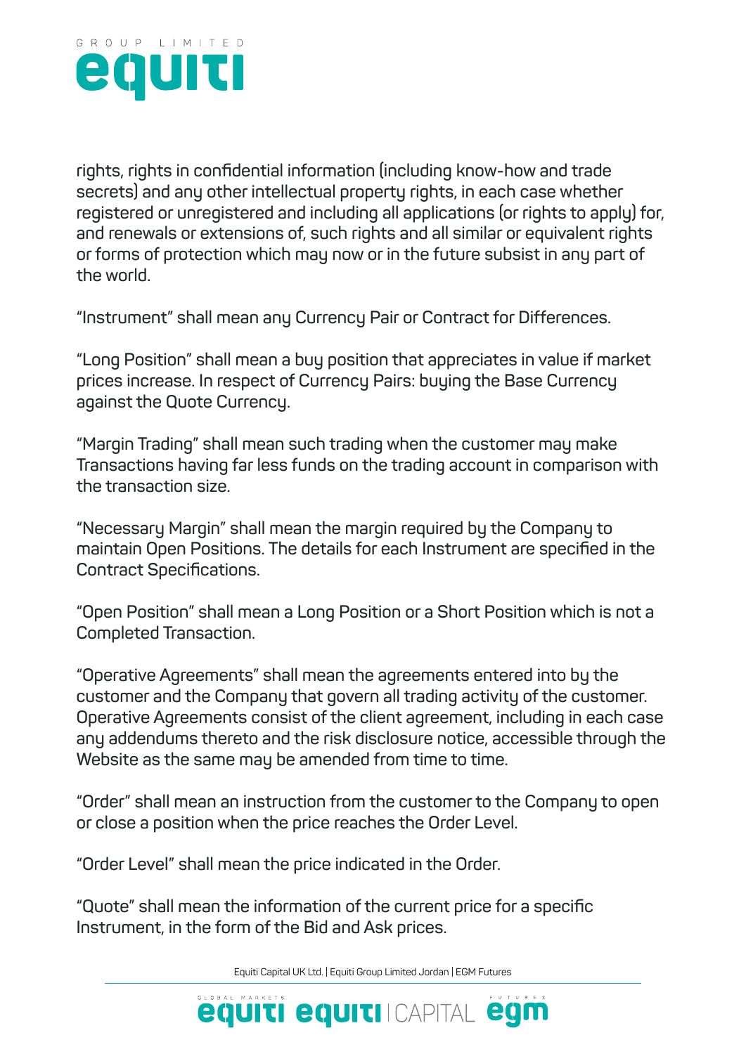rights, rights in confidential information (including know-how and trade secrets) and any other intellectual property rights, in each case whether registered or unregistered and including all applications (or rights to apply) for, and renewals or extensions of, such rights and all similar or equivalent rights or forms of protection which may now or in the future subsist in any part of the world.

“Instrument” shall mean any Currency Pair or Contract for Differences.

“Long Position” shall mean a buy position that appreciates in value if market prices increase. In respect of Currency Pairs: buying the Base Currency against the Quote Currency.

“Margin Trading” shall mean such trading when the customer may make Transactions having far less funds on the trading account in comparison with the transaction size.

“Necessary Margin” shall mean the margin required by the Company to maintain Open Positions. The details for each Instrument are specified in the Contract Specifications.

“Open Position” shall mean a Long Position or a Short Position which is not a Completed Transaction.

“Operative Agreements” shall mean the agreements entered into by the customer and the Company that govern all trading activity of the customer. Operative Agreements consist of the client agreement, including in each case any addendums thereto and the risk disclosure notice, accessible through the Website as the same may be amended from time to time.

“Order” shall mean an instruction from the customer to the Company to open or close a position when the price reaches the Order Level.

“Order Level” shall mean the price indicated in the Order.

“Quote” shall mean the information of the current price for a specific Instrument, in the form of the Bid and Ask prices.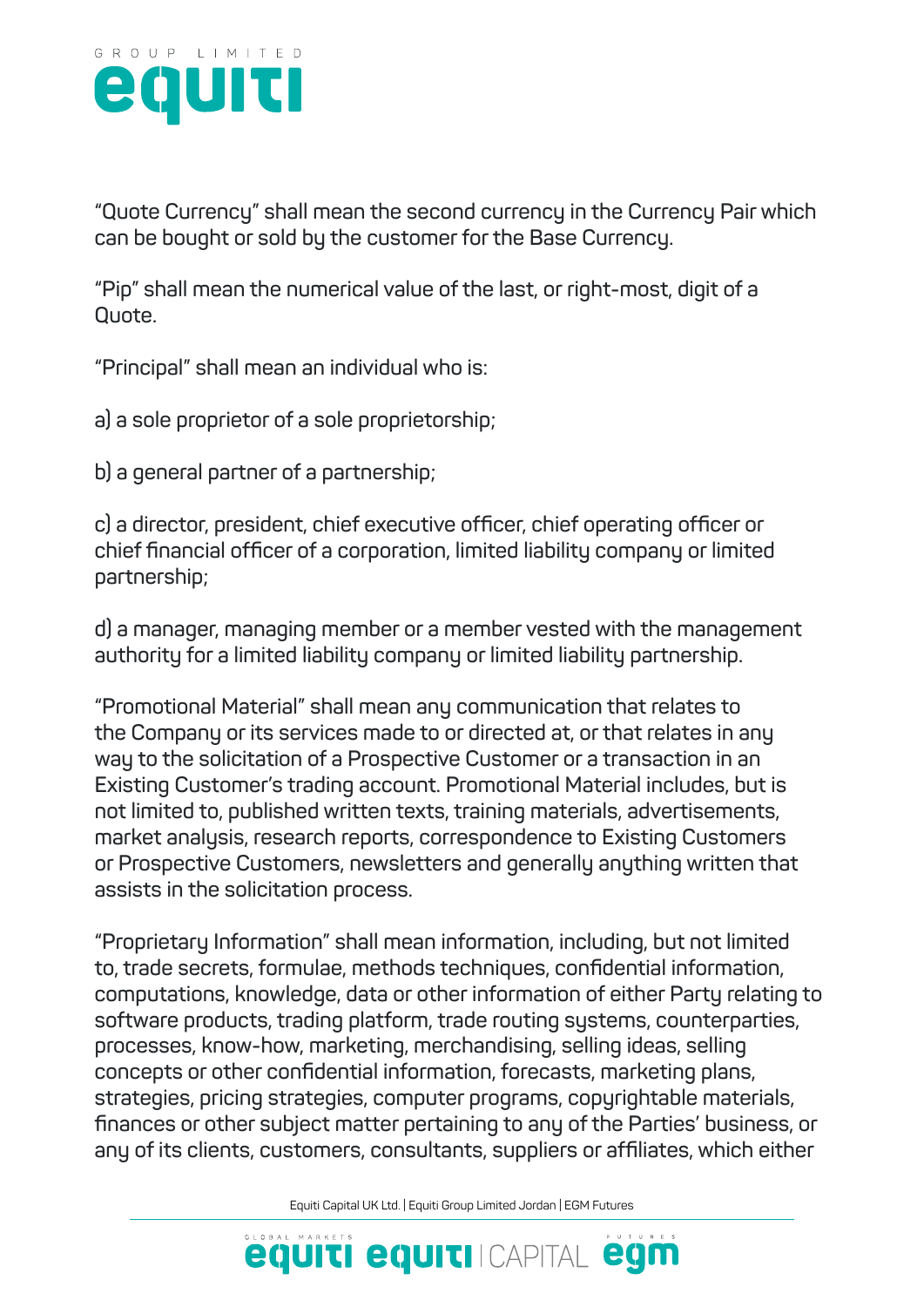"Quote Currency" shall mean the second currency in the Currency Pair which can be bought or sold by the customer for the Base Currency.

"Pip" shall mean the numerical value of the last, or right-most, digit of a Quote.

"Principal" shall mean an individual who is:

a) a sole proprietor of a sole proprietorship;

b) a general partner of a partnership;

c) a director, president, chief executive officer, chief operating officer or chief financial officer of a corporation, limited liability company or limited partnership;

d) a manager, managing member or a member vested with the management authority for a limited liability company or limited liability partnership.

"Promotional Material" shall mean any communication that relates to the Company or its services made to or directed at, or that relates in any way to the solicitation of a Prospective Customer or a transaction in an Existing Customer's trading account. Promotional Material includes, but is not limited to, published written texts, training materials, advertisements, market analysis, research reports, correspondence to Existing Customers or Prospective Customers, newsletters and generally anything written that assists in the solicitation process.

"Proprietary Information" shall mean information, including, but not limited to, trade secrets, formulae, methods techniques, confidential information, computations, knowledge, data or other information of either Party relating to software products, trading platform, trade routing systems, counterparties, processes, know-how, marketing, merchandising, selling ideas, selling concepts or other confidential information, forecasts, marketing plans, strategies, pricing strategies, computer programs, copyrightable materials, finances or other subject matter pertaining to any of the Parties' business, or any of its clients, customers, consultants, suppliers or affiliates, which either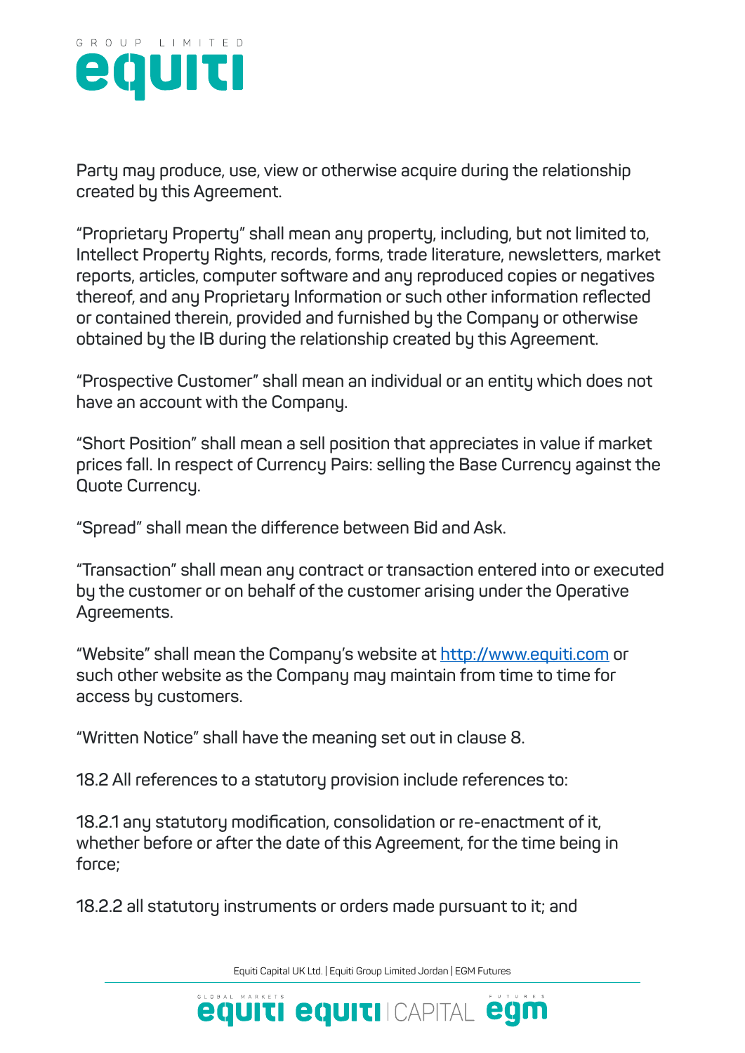Party may produce, use, view or otherwise acquire during the relationship created by this Agreement.

"Proprietary Property" shall mean any property, including, but not limited to, Intellect Property Rights, records, forms, trade literature, newsletters, market reports, articles, computer software and any reproduced copies or negatives thereof, and any Proprietary Information or such other information reflected or contained therein, provided and furnished by the Company or otherwise obtained by the IB during the relationship created by this Agreement.

"Prospective Customer" shall mean an individual or an entity which does not have an account with the Company.

"Short Position" shall mean a sell position that appreciates in value if market prices fall. In respect of Currency Pairs: selling the Base Currency against the Quote Currency.

"Spread" shall mean the difference between Bid and Ask.

"Transaction" shall mean any contract or transaction entered into or executed by the customer or on behalf of the customer arising under the Operative Agreements.

"Website" shall mean the Company's website at [http://www.equiti.com](http://www.equiti.com) or such other website as the Company may maintain from time to time for access by customers.

"Written Notice" shall have the meaning set out in clause 8.

18.2 All references to a statutory provision include references to:

18.2.1 any statutory modification, consolidation or re-enactment of it, whether before or after the date of this Agreement, for the time being in force;

18.2.2 all statutory instruments or orders made pursuant to it; and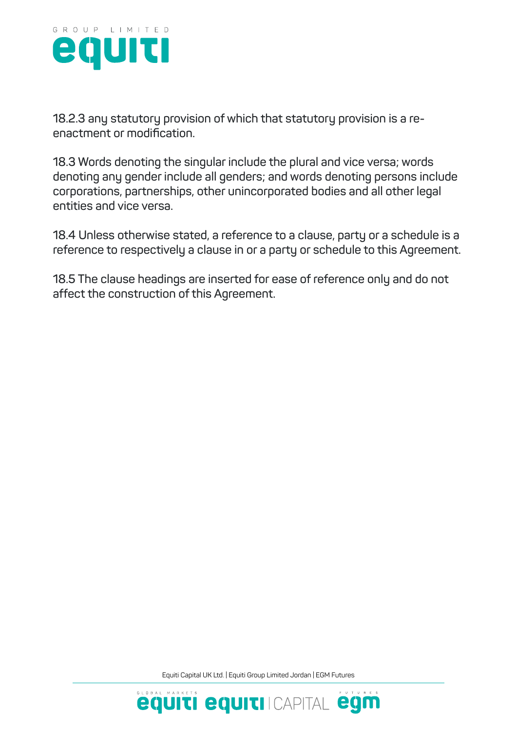18.2.3 any statutory provision of which that statutory provision is a re-enactment or modification.

18.3 Words denoting the singular include the plural and vice versa; words denoting any gender include all genders; and words denoting persons include corporations, partnerships, other unincorporated bodies and all other legal entities and vice versa.

18.4 Unless otherwise stated, a reference to a clause, party or a schedule is a reference to respectively a clause in or a party or schedule to this Agreement.

18.5 The clause headings are inserted for ease of reference only and do not affect the construction of this Agreement.